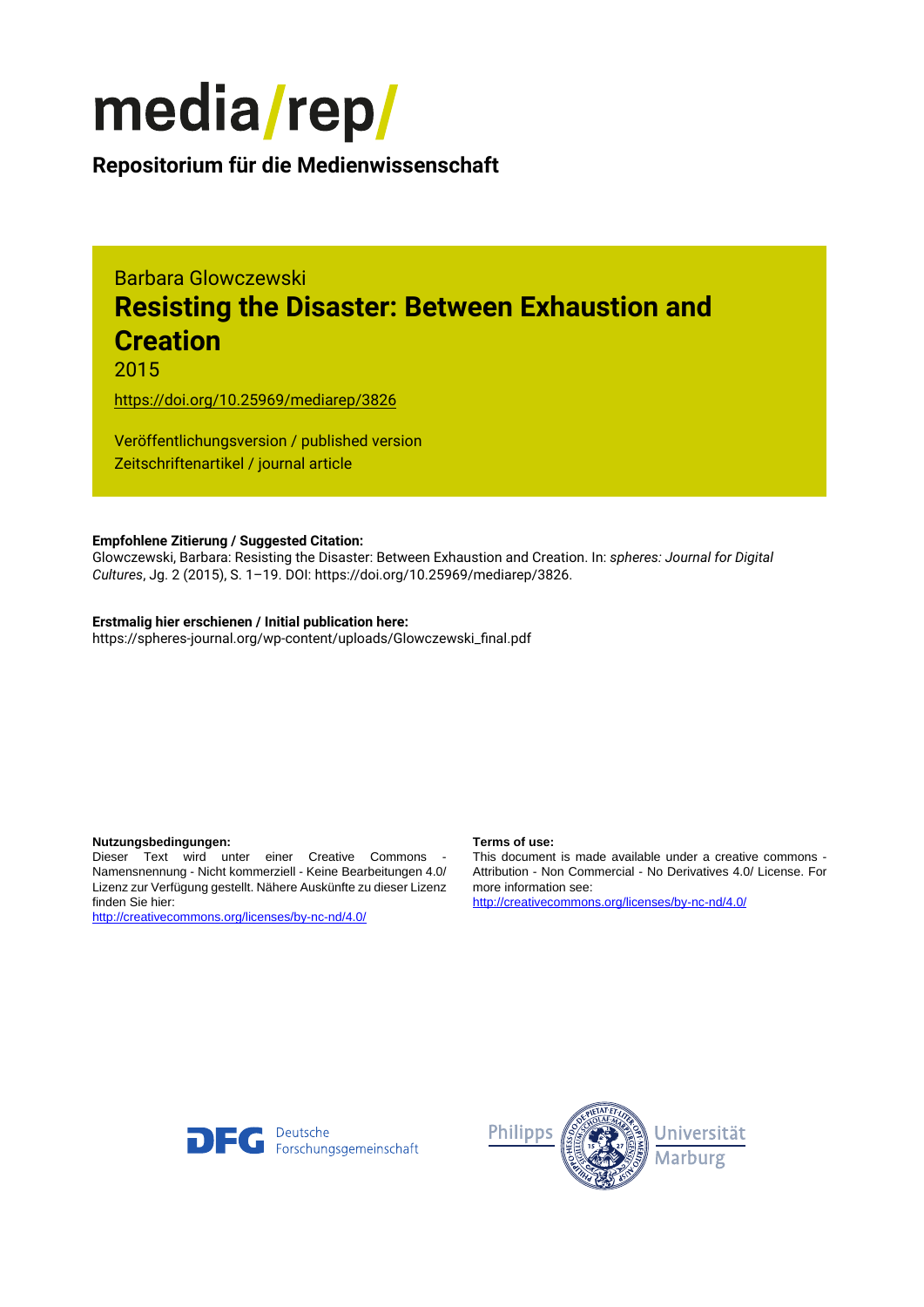# media/rep/

**Repositorium für die Medienwissenschaft**

Barbara Glowczewski

## Resisting the Disaster: Between Exhaustion and Creation

2015

https://doi.org/10.25969/mediarep/3826

Veröffentlichungsversion / published version
Zeitschriftenartikel / journal article

**Empfohlene Zitierung / Suggested Citation:**
Glowczewski, Barbara: Resisting the Disaster: Between Exhaustion and Creation. In: *spheres: Journal for Digital Cultures*, Jg. 2 (2015), S. 1–19. DOI: https://doi.org/10.25969/mediarep/3826.

**Erstmalig hier erschienen / Initial publication here:**
https://spheres-journal.org/wp-content/uploads/Glowczewski_final.pdf

**Nutzungsbedingungen:**
Dieser Text wird unter einer Creative Commons - Namensnennung - Nicht kommerziell - Keine Bearbeitungen 4.0/ Lizenz zur Verfügung gestellt. Nähere Auskünfte zu dieser Lizenz finden Sie hier:
http://creativecommons.org/licenses/by-nc-nd/4.0/

**Terms of use:**
This document is made available under a creative commons - Attribution - Non Commercial - No Derivatives 4.0/ License. For more information see:
http://creativecommons.org/licenses/by-nc-nd/4.0/

DFG Deutsche Forschungsgemeinschaft

Philipps Universität Marburg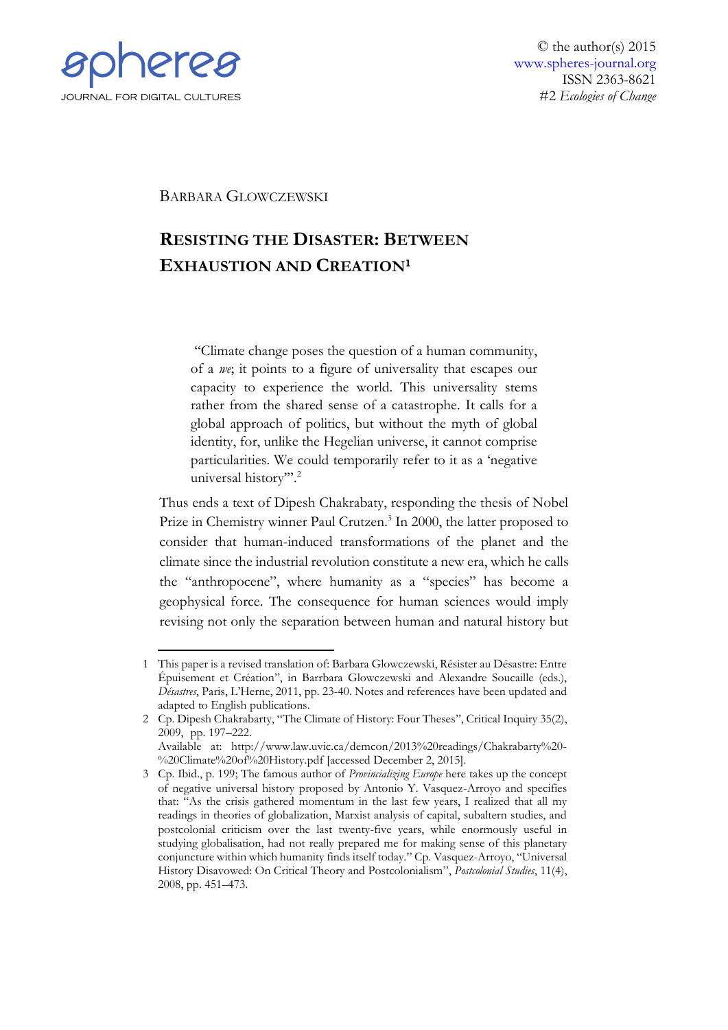BARBARA GLOWCZEWSKI

# RESISTING THE DISASTER: BETWEEN EXHAUSTION AND CREATION[1]

> "Climate change poses the question of a human community, of a *we*; it points to a figure of universality that escapes our capacity to experience the world. This universality stems rather from the shared sense of a catastrophe. It calls for a global approach of politics, but without the myth of global identity, for, unlike the Hegelian universe, it cannot comprise particularities. We could temporarily refer to it as a 'negative universal history'".[2]

Thus ends a text of Dipesh Chakrabaty, responding the thesis of Nobel Prize in Chemistry winner Paul Crutzen.[3] In 2000, the latter proposed to consider that human-induced transformations of the planet and the climate since the industrial revolution constitute a new era, which he calls the "anthropocene", where humanity as a "species" has become a geophysical force. The consequence for human sciences would imply revising not only the separation between human and natural history but

---

1 This paper is a revised translation of: Barbara Glowczewski, Résister au Désastre: Entre Épuisement et Création", in Barrbara Glowczewski and Alexandre Soucaille (eds.), *Désastres*, Paris, L'Herne, 2011, pp. 23-40. Notes and references have been updated and adapted to English publications.

2 Cp. Dipesh Chakrabarty, "The Climate of History: Four Theses", Critical Inquiry 35(2), 2009, pp. 197–222.
Available at: http://www.law.uvic.ca/demcon/2013%20readings/Chakrabarty%20-%20Climate%20of%20History.pdf [accessed December 2, 2015].

3 Cp. Ibid., p. 199; The famous author of *Provincializing Europe* here takes up the concept of negative universal history proposed by Antonio Y. Vasquez-Arroyo and specifies that: "As the crisis gathered momentum in the last few years, I realized that all my readings in theories of globalization, Marxist analysis of capital, subaltern studies, and postcolonial criticism over the last twenty-five years, while enormously useful in studying globalisation, had not really prepared me for making sense of this planetary conjuncture within which humanity finds itself today." Cp. Vasquez-Arroyo, "Universal History Disavowed: On Critical Theory and Postcolonialism", *Postcolonial Studies*, 11(4), 2008, pp. 451–473.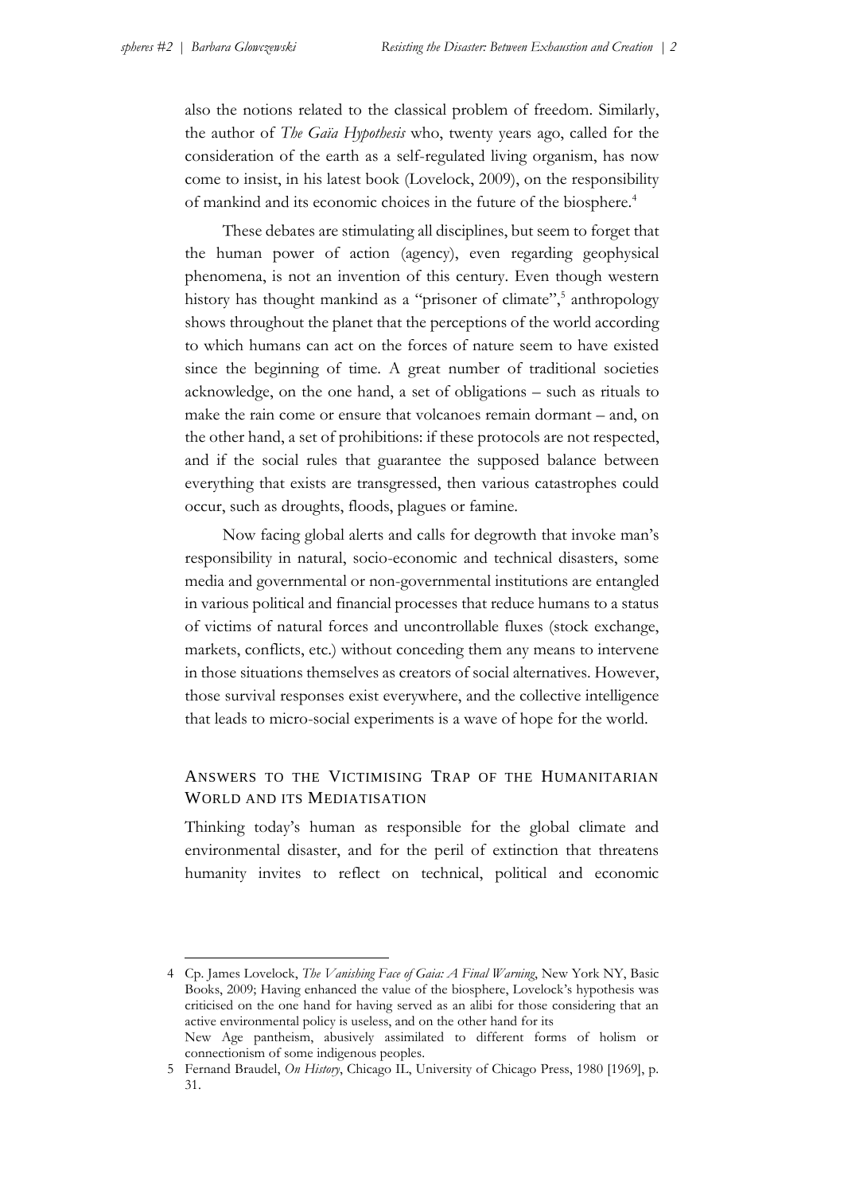also the notions related to the classical problem of freedom. Similarly, the author of *The Gaïa Hypothesis* who, twenty years ago, called for the consideration of the earth as a self-regulated living organism, has now come to insist, in his latest book (Lovelock, 2009), on the responsibility of mankind and its economic choices in the future of the biosphere.[4]

These debates are stimulating all disciplines, but seem to forget that the human power of action (agency), even regarding geophysical phenomena, is not an invention of this century. Even though western history has thought mankind as a "prisoner of climate",[5] anthropology shows throughout the planet that the perceptions of the world according to which humans can act on the forces of nature seem to have existed since the beginning of time. A great number of traditional societies acknowledge, on the one hand, a set of obligations – such as rituals to make the rain come or ensure that volcanoes remain dormant – and, on the other hand, a set of prohibitions: if these protocols are not respected, and if the social rules that guarantee the supposed balance between everything that exists are transgressed, then various catastrophes could occur, such as droughts, floods, plagues or famine.

Now facing global alerts and calls for degrowth that invoke man's responsibility in natural, socio-economic and technical disasters, some media and governmental or non-governmental institutions are entangled in various political and financial processes that reduce humans to a status of victims of natural forces and uncontrollable fluxes (stock exchange, markets, conflicts, etc.) without conceding them any means to intervene in those situations themselves as creators of social alternatives. However, those survival responses exist everywhere, and the collective intelligence that leads to micro-social experiments is a wave of hope for the world.

## Answers to the Victimising Trap of the Humanitarian World and its Mediatisation

Thinking today's human as responsible for the global climate and environmental disaster, and for the peril of extinction that threatens humanity invites to reflect on technical, political and economic

---

4 Cp. James Lovelock, *The Vanishing Face of Gaia: A Final Warning*, New York NY, Basic Books, 2009; Having enhanced the value of the biosphere, Lovelock's hypothesis was criticised on the one hand for having served as an alibi for those considering that an active environmental policy is useless, and on the other hand for its New Age pantheism, abusively assimilated to different forms of holism or connectionism of some indigenous peoples.

5 Fernand Braudel, *On History*, Chicago IL, University of Chicago Press, 1980 [1969], p. 31.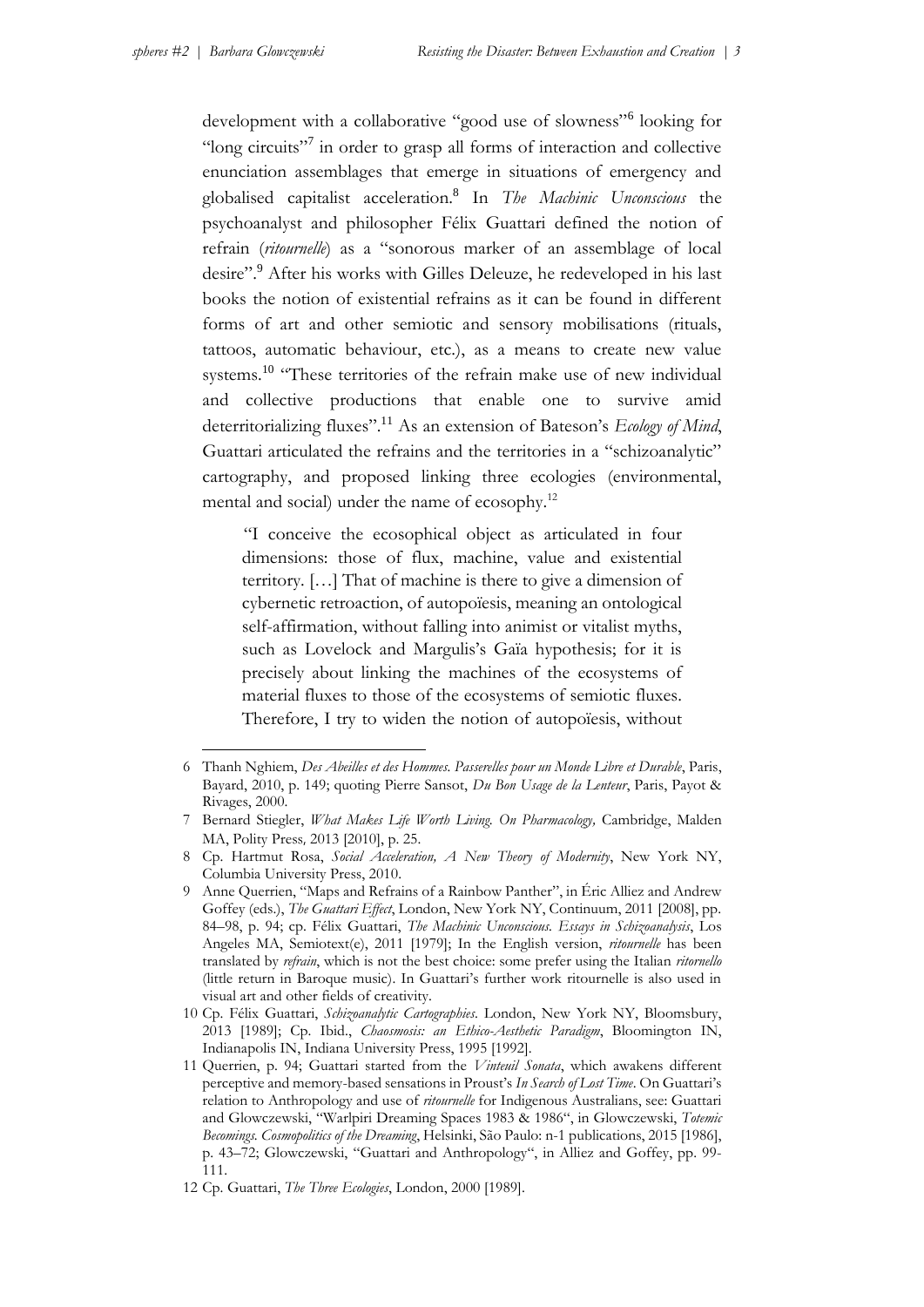development with a collaborative "good use of slowness"[6] looking for "long circuits"[7] in order to grasp all forms of interaction and collective enunciation assemblages that emerge in situations of emergency and globalised capitalist acceleration.[8] In *The Machinic Unconscious* the psychoanalyst and philosopher Félix Guattari defined the notion of refrain (*ritournelle*) as a "sonorous marker of an assemblage of local desire".[9] After his works with Gilles Deleuze, he redeveloped in his last books the notion of existential refrains as it can be found in different forms of art and other semiotic and sensory mobilisations (rituals, tattoos, automatic behaviour, etc.), as a means to create new value systems.[10] "These territories of the refrain make use of new individual and collective productions that enable one to survive amid deterritorializing fluxes".[11] As an extension of Bateson's *Ecology of Mind*, Guattari articulated the refrains and the territories in a "schizoanalytic" cartography, and proposed linking three ecologies (environmental, mental and social) under the name of ecosophy.[12]

> "I conceive the ecosophical object as articulated in four dimensions: those of flux, machine, value and existential territory. […] That of machine is there to give a dimension of cybernetic retroaction, of autopoïesis, meaning an ontological self-affirmation, without falling into animist or vitalist myths, such as Lovelock and Margulis's Gaïa hypothesis; for it is precisely about linking the machines of the ecosystems of material fluxes to those of the ecosystems of semiotic fluxes. Therefore, I try to widen the notion of autopoïesis, without

---

6 Thanh Nghiem, *Des Abeilles et des Hommes. Passerelles pour un Monde Libre et Durable*, Paris, Bayard, 2010, p. 149; quoting Pierre Sansot, *Du Bon Usage de la Lenteur*, Paris, Payot & Rivages, 2000.

7 Bernard Stiegler, *What Makes Life Worth Living. On Pharmacology,* Cambridge, Malden MA, Polity Press*,* 2013 [2010], p. 25.

8 Cp. Hartmut Rosa, *Social Acceleration, A New Theory of Modernity*, New York NY, Columbia University Press, 2010.

9 Anne Querrien, "Maps and Refrains of a Rainbow Panther", in Éric Alliez and Andrew Goffey (eds.), *The Guattari Effect*, London, New York NY, Continuum, 2011 [2008], pp. 84–98, p. 94; cp. Félix Guattari, *The Machinic Unconscious. Essays in Schizoanalysis*, Los Angeles MA, Semiotext(e), 2011 [1979]; In the English version, *ritournelle* has been translated by *refrain*, which is not the best choice: some prefer using the Italian *ritornello* (little return in Baroque music). In Guattari's further work ritournelle is also used in visual art and other fields of creativity.

10 Cp. Félix Guattari, *Schizoanalytic Cartographies*. London, New York NY, Bloomsbury, 2013 [1989]; Cp. Ibid., *Chaosmosis: an Ethico-Aesthetic Paradigm*, Bloomington IN, Indianapolis IN, Indiana University Press, 1995 [1992].

11 Querrien, p. 94; Guattari started from the *Vinteuil Sonata*, which awakens different perceptive and memory-based sensations in Proust's *In Search of Lost Time*. On Guattari's relation to Anthropology and use of *ritournelle* for Indigenous Australians, see: Guattari and Glowczewski, "Warlpiri Dreaming Spaces 1983 & 1986", in Glowczewski, *Totemic Becomings. Cosmopolitics of the Dreaming*, Helsinki, São Paulo: n-1 publications, 2015 [1986], p. 43–72; Glowczewski, "Guattari and Anthropology", in Alliez and Goffey, pp. 99-111.

12 Cp. Guattari, *The Three Ecologies*, London, 2000 [1989].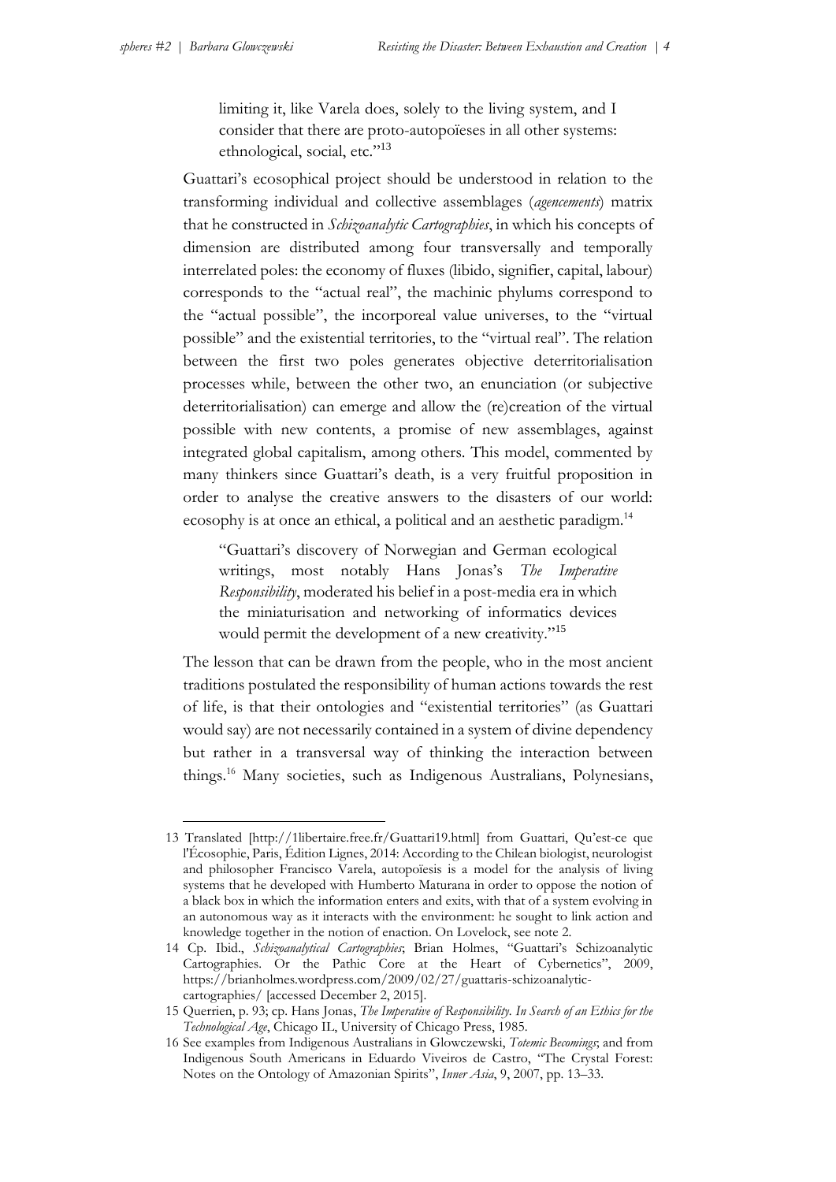> limiting it, like Varela does, solely to the living system, and I consider that there are proto-autopoïeses in all other systems: ethnological, social, etc."[13]

Guattari's ecosophical project should be understood in relation to the transforming individual and collective assemblages (*agencements*) matrix that he constructed in *Schizoanalytic Cartographies*, in which his concepts of dimension are distributed among four transversally and temporally interrelated poles: the economy of fluxes (libido, signifier, capital, labour) corresponds to the "actual real", the machinic phylums correspond to the "actual possible", the incorporeal value universes, to the "virtual possible" and the existential territories, to the "virtual real". The relation between the first two poles generates objective deterritorialisation processes while, between the other two, an enunciation (or subjective deterritorialisation) can emerge and allow the (re)creation of the virtual possible with new contents, a promise of new assemblages, against integrated global capitalism, among others. This model, commented by many thinkers since Guattari's death, is a very fruitful proposition in order to analyse the creative answers to the disasters of our world: ecosophy is at once an ethical, a political and an aesthetic paradigm.[14]

> "Guattari's discovery of Norwegian and German ecological writings, most notably Hans Jonas's *The Imperative Responsibility*, moderated his belief in a post-media era in which the miniaturisation and networking of informatics devices would permit the development of a new creativity."[15]

The lesson that can be drawn from the people, who in the most ancient traditions postulated the responsibility of human actions towards the rest of life, is that their ontologies and "existential territories" (as Guattari would say) are not necessarily contained in a system of divine dependency but rather in a transversal way of thinking the interaction between things.[16] Many societies, such as Indigenous Australians, Polynesians,

---

13 Translated [http://1libertaire.free.fr/Guattari19.html] from Guattari, Qu'est-ce que l'Écosophie, Paris, Édition Lignes, 2014: According to the Chilean biologist, neurologist and philosopher Francisco Varela, autopoïesis is a model for the analysis of living systems that he developed with Humberto Maturana in order to oppose the notion of a black box in which the information enters and exits, with that of a system evolving in an autonomous way as it interacts with the environment: he sought to link action and knowledge together in the notion of enaction. On Lovelock, see note 2.

14 Cp. Ibid., *Schizoanalytical Cartographies*; Brian Holmes, "Guattari's Schizoanalytic Cartographies. Or the Pathic Core at the Heart of Cybernetics", 2009, https://brianholmes.wordpress.com/2009/02/27/guattaris-schizoanalytic-cartographies/ [accessed December 2, 2015].

15 Querrien, p. 93; cp. Hans Jonas, *The Imperative of Responsibility. In Search of an Ethics for the Technological Age*, Chicago IL, University of Chicago Press, 1985.

16 See examples from Indigenous Australians in Glowczewski, *Totemic Becomings*; and from Indigenous South Americans in Eduardo Viveiros de Castro, "The Crystal Forest: Notes on the Ontology of Amazonian Spirits", *Inner Asia*, 9, 2007, pp. 13–33.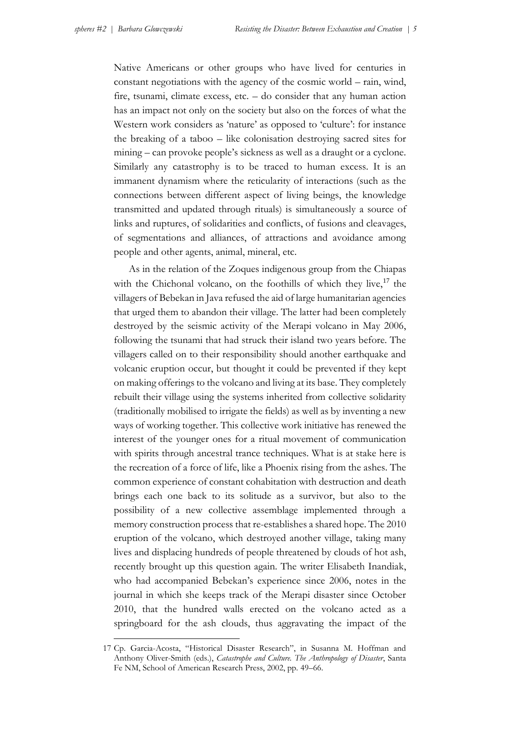Native Americans or other groups who have lived for centuries in constant negotiations with the agency of the cosmic world – rain, wind, fire, tsunami, climate excess, etc. – do consider that any human action has an impact not only on the society but also on the forces of what the Western work considers as 'nature' as opposed to 'culture': for instance the breaking of a taboo – like colonisation destroying sacred sites for mining – can provoke people's sickness as well as a draught or a cyclone. Similarly any catastrophy is to be traced to human excess. It is an immanent dynamism where the reticularity of interactions (such as the connections between different aspect of living beings, the knowledge transmitted and updated through rituals) is simultaneously a source of links and ruptures, of solidarities and conflicts, of fusions and cleavages, of segmentations and alliances, of attractions and avoidance among people and other agents, animal, mineral, etc.

As in the relation of the Zoques indigenous group from the Chiapas with the Chichonal volcano, on the foothills of which they live,[17] the villagers of Bebekan in Java refused the aid of large humanitarian agencies that urged them to abandon their village. The latter had been completely destroyed by the seismic activity of the Merapi volcano in May 2006, following the tsunami that had struck their island two years before. The villagers called on to their responsibility should another earthquake and volcanic eruption occur, but thought it could be prevented if they kept on making offerings to the volcano and living at its base. They completely rebuilt their village using the systems inherited from collective solidarity (traditionally mobilised to irrigate the fields) as well as by inventing a new ways of working together. This collective work initiative has renewed the interest of the younger ones for a ritual movement of communication with spirits through ancestral trance techniques. What is at stake here is the recreation of a force of life, like a Phoenix rising from the ashes. The common experience of constant cohabitation with destruction and death brings each one back to its solitude as a survivor, but also to the possibility of a new collective assemblage implemented through a memory construction process that re-establishes a shared hope. The 2010 eruption of the volcano, which destroyed another village, taking many lives and displacing hundreds of people threatened by clouds of hot ash, recently brought up this question again. The writer Elisabeth Inandiak, who had accompanied Bebekan's experience since 2006, notes in the journal in which she keeps track of the Merapi disaster since October 2010, that the hundred walls erected on the volcano acted as a springboard for the ash clouds, thus aggravating the impact of the

---

17 Cp. Garcia-Acosta, "Historical Disaster Research", in Susanna M. Hoffman and Anthony Oliver-Smith (eds.), *Catastrophe and Culture. The Anthropology of Disaster*, Santa Fe NM, School of American Research Press, 2002, pp. 49–66.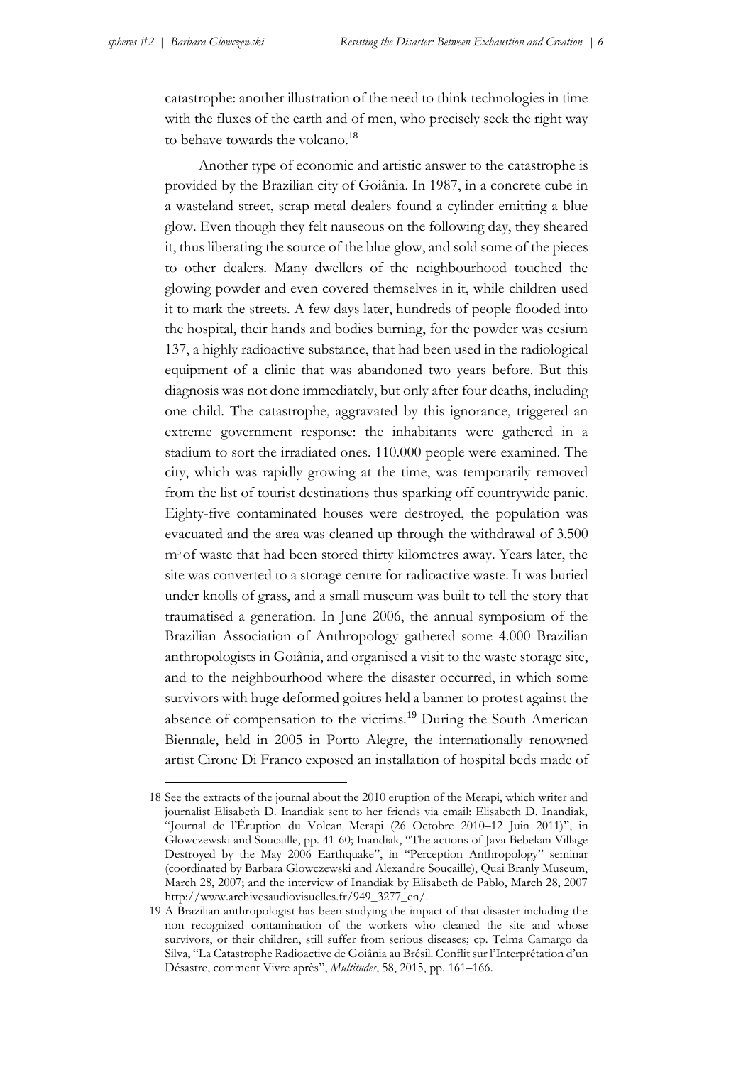catastrophe: another illustration of the need to think technologies in time with the fluxes of the earth and of men, who precisely seek the right way to behave towards the volcano.[18]

Another type of economic and artistic answer to the catastrophe is provided by the Brazilian city of Goiânia. In 1987, in a concrete cube in a wasteland street, scrap metal dealers found a cylinder emitting a blue glow. Even though they felt nauseous on the following day, they sheared it, thus liberating the source of the blue glow, and sold some of the pieces to other dealers. Many dwellers of the neighbourhood touched the glowing powder and even covered themselves in it, while children used it to mark the streets. A few days later, hundreds of people flooded into the hospital, their hands and bodies burning, for the powder was cesium 137, a highly radioactive substance, that had been used in the radiological equipment of a clinic that was abandoned two years before. But this diagnosis was not done immediately, but only after four deaths, including one child. The catastrophe, aggravated by this ignorance, triggered an extreme government response: the inhabitants were gathered in a stadium to sort the irradiated ones. 110.000 people were examined. The city, which was rapidly growing at the time, was temporarily removed from the list of tourist destinations thus sparking off countrywide panic. Eighty-five contaminated houses were destroyed, the population was evacuated and the area was cleaned up through the withdrawal of 3.500 $m^3$ of waste that had been stored thirty kilometres away. Years later, the site was converted to a storage centre for radioactive waste. It was buried under knolls of grass, and a small museum was built to tell the story that traumatised a generation. In June 2006, the annual symposium of the Brazilian Association of Anthropology gathered some 4.000 Brazilian anthropologists in Goiânia, and organised a visit to the waste storage site, and to the neighbourhood where the disaster occurred, in which some survivors with huge deformed goitres held a banner to protest against the absence of compensation to the victims.[19] During the South American Biennale, held in 2005 in Porto Alegre, the internationally renowned artist Cirone Di Franco exposed an installation of hospital beds made of

---

18 See the extracts of the journal about the 2010 eruption of the Merapi, which writer and journalist Elisabeth D. Inandiak sent to her friends via email: Elisabeth D. Inandiak, "Journal de l'Éruption du Volcan Merapi (26 Octobre 2010–12 Juin 2011)", in Glowczewski and Soucaille, pp. 41-60; Inandiak, "The actions of Java Bebekan Village Destroyed by the May 2006 Earthquake", in "Perception Anthropology" seminar (coordinated by Barbara Glowczewski and Alexandre Soucaille), Quai Branly Museum, March 28, 2007; and the interview of Inandiak by Elisabeth de Pablo, March 28, 2007 http://www.archivesaudiovisuelles.fr/949_3277_en/.

19 A Brazilian anthropologist has been studying the impact of that disaster including the non recognized contamination of the workers who cleaned the site and whose survivors, or their children, still suffer from serious diseases; cp. Telma Camargo da Silva, "La Catastrophe Radioactive de Goiânia au Brésil. Conflit sur l'Interprétation d'un Désastre, comment Vivre après", *Multitudes*, 58, 2015, pp. 161–166.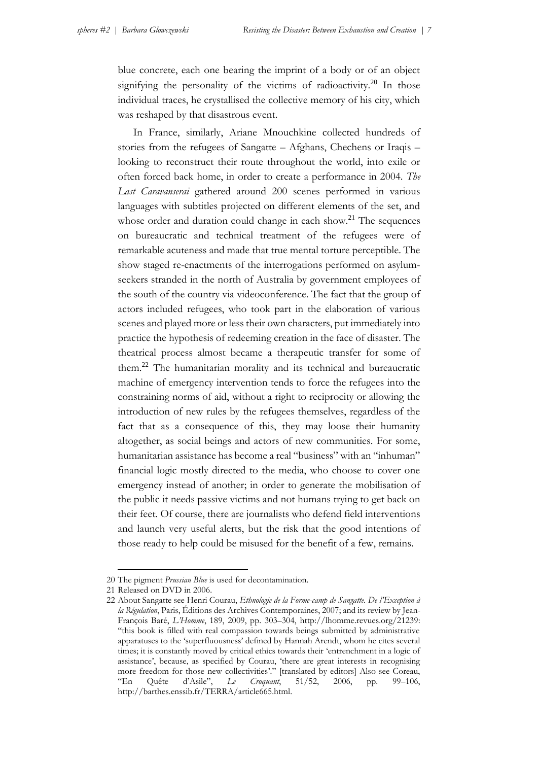blue concrete, each one bearing the imprint of a body or of an object signifying the personality of the victims of radioactivity.[20] In those individual traces, he crystallised the collective memory of his city, which was reshaped by that disastrous event.

In France, similarly, Ariane Mnouchkine collected hundreds of stories from the refugees of Sangatte – Afghans, Chechens or Iraqis – looking to reconstruct their route throughout the world, into exile or often forced back home, in order to create a performance in 2004. *The Last Caravanserai* gathered around 200 scenes performed in various languages with subtitles projected on different elements of the set, and whose order and duration could change in each show.[21] The sequences on bureaucratic and technical treatment of the refugees were of remarkable acuteness and made that true mental torture perceptible. The show staged re-enactments of the interrogations performed on asylum-seekers stranded in the north of Australia by government employees of the south of the country via videoconference. The fact that the group of actors included refugees, who took part in the elaboration of various scenes and played more or less their own characters, put immediately into practice the hypothesis of redeeming creation in the face of disaster. The theatrical process almost became a therapeutic transfer for some of them.[22] The humanitarian morality and its technical and bureaucratic machine of emergency intervention tends to force the refugees into the constraining norms of aid, without a right to reciprocity or allowing the introduction of new rules by the refugees themselves, regardless of the fact that as a consequence of this, they may loose their humanity altogether, as social beings and actors of new communities. For some, humanitarian assistance has become a real "business" with an "inhuman" financial logic mostly directed to the media, who choose to cover one emergency instead of another; in order to generate the mobilisation of the public it needs passive victims and not humans trying to get back on their feet. Of course, there are journalists who defend field interventions and launch very useful alerts, but the risk that the good intentions of those ready to help could be misused for the benefit of a few, remains.

---

20 The pigment *Prussian Blue* is used for decontamination.

21 Released on DVD in 2006.

22 About Sangatte see Henri Courau, *Ethnologie de la Forme-camp de Sangatte. De l'Exception à la Régulation*, Paris, Éditions des Archives Contemporaines, 2007; and its review by Jean-François Baré, *L'Homme*, 189, 2009, pp. 303–304, http://lhomme.revues.org/21239: "this book is filled with real compassion towards beings submitted by administrative apparatuses to the 'superfluousness' defined by Hannah Arendt, whom he cites several times; it is constantly moved by critical ethics towards their 'entrenchment in a logic of assistance', because, as specified by Courau, 'there are great interests in recognising more freedom for those new collectivities'." [translated by editors] Also see Coreau, "En Quête d'Asile", *Le Croquant*, 51/52, 2006, pp. 99–106, http://barthes.enssib.fr/TERRA/article665.html.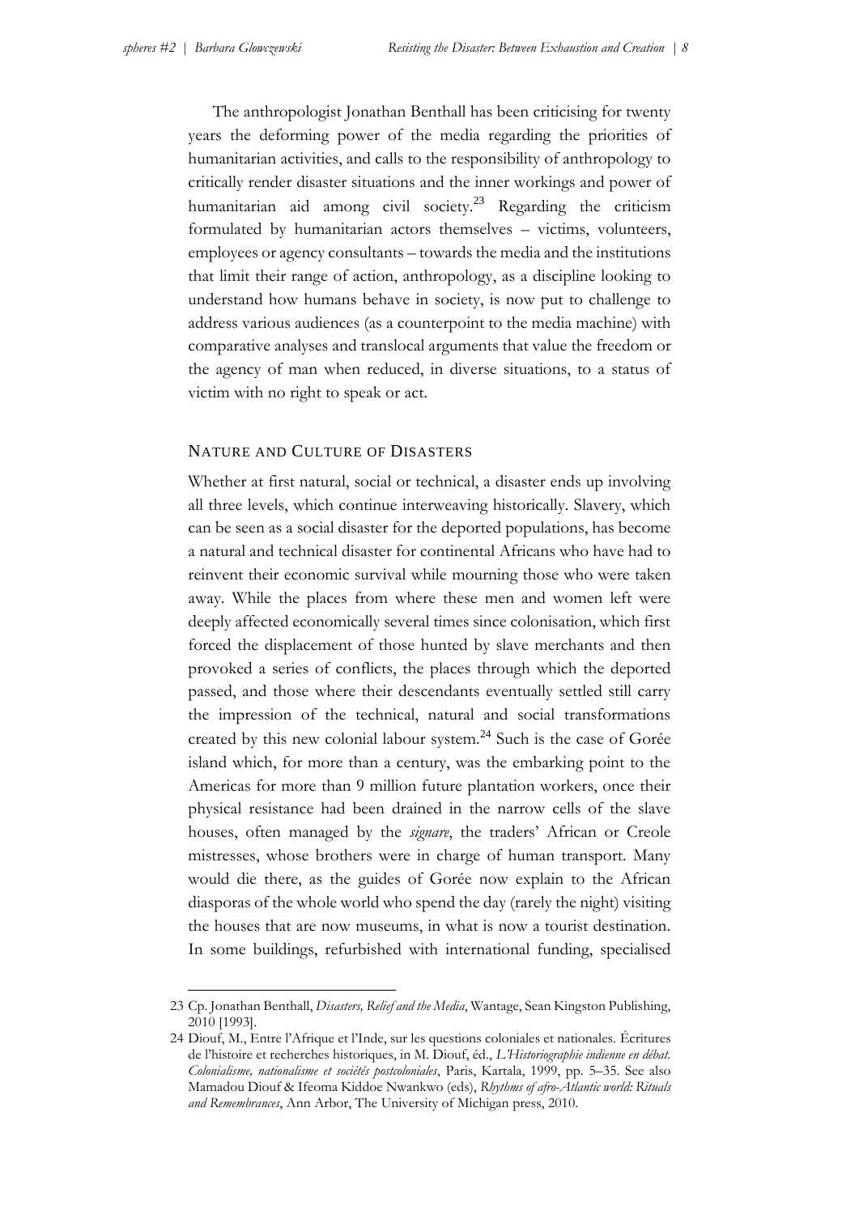The anthropologist Jonathan Benthall has been criticising for twenty years the deforming power of the media regarding the priorities of humanitarian activities, and calls to the responsibility of anthropology to critically render disaster situations and the inner workings and power of humanitarian aid among civil society.[23] Regarding the criticism formulated by humanitarian actors themselves – victims, volunteers, employees or agency consultants – towards the media and the institutions that limit their range of action, anthropology, as a discipline looking to understand how humans behave in society, is now put to challenge to address various audiences (as a counterpoint to the media machine) with comparative analyses and translocal arguments that value the freedom or the agency of man when reduced, in diverse situations, to a status of victim with no right to speak or act.

## NATURE AND CULTURE OF DISASTERS

Whether at first natural, social or technical, a disaster ends up involving all three levels, which continue interweaving historically. Slavery, which can be seen as a social disaster for the deported populations, has become a natural and technical disaster for continental Africans who have had to reinvent their economic survival while mourning those who were taken away. While the places from where these men and women left were deeply affected economically several times since colonisation, which first forced the displacement of those hunted by slave merchants and then provoked a series of conflicts, the places through which the deported passed, and those where their descendants eventually settled still carry the impression of the technical, natural and social transformations created by this new colonial labour system.[24] Such is the case of Gorée island which, for more than a century, was the embarking point to the Americas for more than 9 million future plantation workers, once their physical resistance had been drained in the narrow cells of the slave houses, often managed by the *signare*, the traders' African or Creole mistresses, whose brothers were in charge of human transport. Many would die there, as the guides of Gorée now explain to the African diasporas of the whole world who spend the day (rarely the night) visiting the houses that are now museums, in what is now a tourist destination. In some buildings, refurbished with international funding, specialised

---

23 Cp. Jonathan Benthall, *Disasters, Relief and the Media*, Wantage, Sean Kingston Publishing, 2010 [1993].

24 Diouf, M., Entre l'Afrique et l'Inde, sur les questions coloniales et nationales. Écritures de l'histoire et recherches historiques, in M. Diouf, éd., *L'Historiographie indienne en débat. Colonialisme, nationalisme et sociétés postcoloniales*, Paris, Kartala, 1999, pp. 5–35. See also Mamadou Diouf & Ifeoma Kiddoe Nwankwo (eds), *Rhythms of afro-Atlantic world: Rituals and Remembrances*, Ann Arbor, The University of Michigan press, 2010.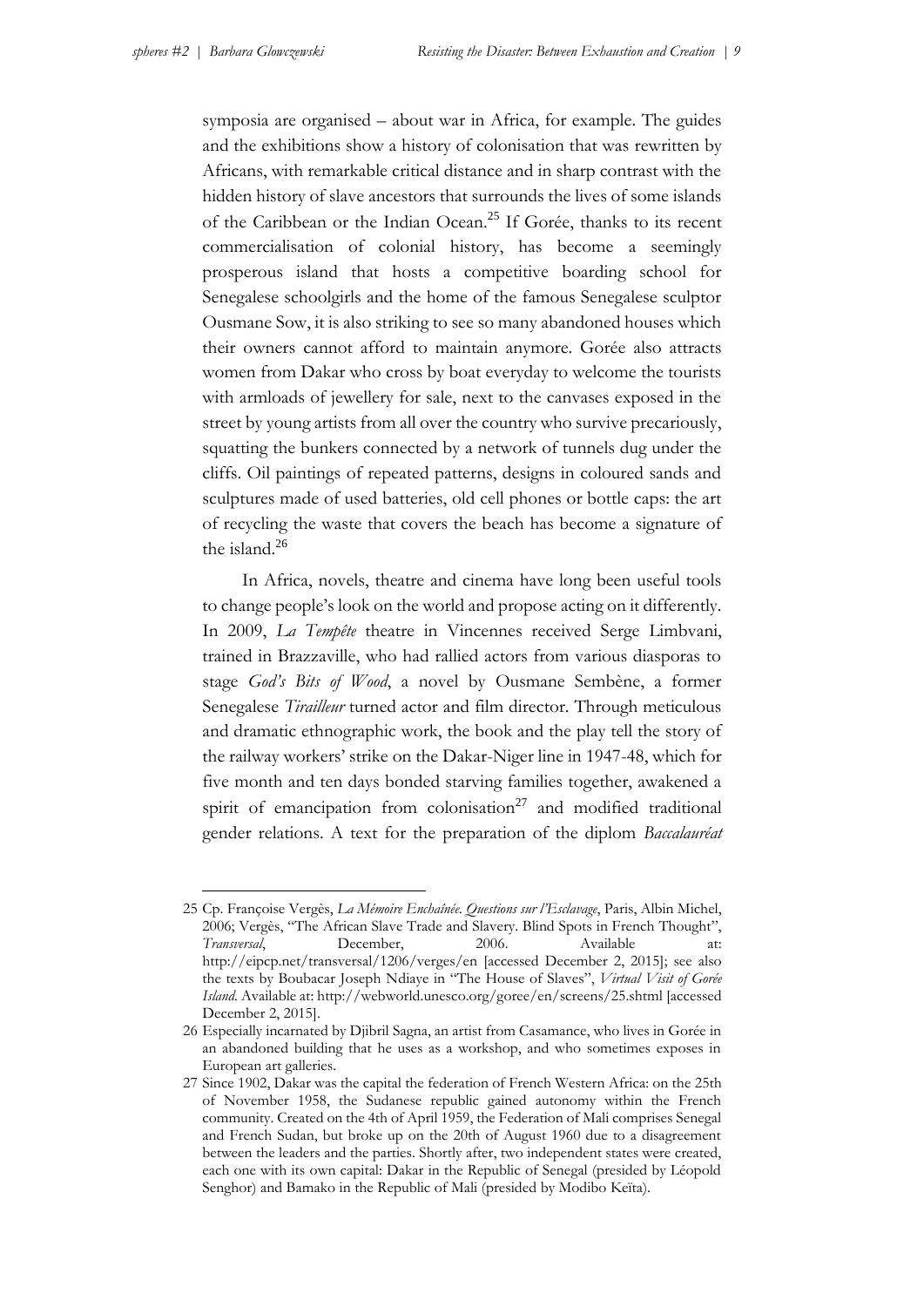symposia are organised – about war in Africa, for example. The guides and the exhibitions show a history of colonisation that was rewritten by Africans, with remarkable critical distance and in sharp contrast with the hidden history of slave ancestors that surrounds the lives of some islands of the Caribbean or the Indian Ocean.[25] If Gorée, thanks to its recent commercialisation of colonial history, has become a seemingly prosperous island that hosts a competitive boarding school for Senegalese schoolgirls and the home of the famous Senegalese sculptor Ousmane Sow, it is also striking to see so many abandoned houses which their owners cannot afford to maintain anymore. Gorée also attracts women from Dakar who cross by boat everyday to welcome the tourists with armloads of jewellery for sale, next to the canvases exposed in the street by young artists from all over the country who survive precariously, squatting the bunkers connected by a network of tunnels dug under the cliffs. Oil paintings of repeated patterns, designs in coloured sands and sculptures made of used batteries, old cell phones or bottle caps: the art of recycling the waste that covers the beach has become a signature of the island.[26]

In Africa, novels, theatre and cinema have long been useful tools to change people's look on the world and propose acting on it differently. In 2009, *La Tempête* theatre in Vincennes received Serge Limbvani, trained in Brazzaville, who had rallied actors from various diasporas to stage *God's Bits of Wood*, a novel by Ousmane Sembène, a former Senegalese *Tirailleur* turned actor and film director. Through meticulous and dramatic ethnographic work, the book and the play tell the story of the railway workers' strike on the Dakar-Niger line in 1947-48, which for five month and ten days bonded starving families together, awakened a spirit of emancipation from colonisation[27] and modified traditional gender relations. A text for the preparation of the diplom *Baccalauréat*

---

25 Cp. Françoise Vergès, *La Mémoire Enchaînée. Questions sur l'Esclavage*, Paris, Albin Michel, 2006; Vergès, "The African Slave Trade and Slavery. Blind Spots in French Thought", *Transversal*, December, 2006. Available at: http://eipcp.net/transversal/1206/verges/en [accessed December 2, 2015]; see also the texts by Boubacar Joseph Ndiaye in "The House of Slaves", *Virtual Visit of Gorée Island*. Available at: http://webworld.unesco.org/goree/en/screens/25.shtml [accessed December 2, 2015].

26 Especially incarnated by Djibril Sagna, an artist from Casamance, who lives in Gorée in an abandoned building that he uses as a workshop, and who sometimes exposes in European art galleries.

27 Since 1902, Dakar was the capital the federation of French Western Africa: on the 25th of November 1958, the Sudanese republic gained autonomy within the French community. Created on the 4th of April 1959, the Federation of Mali comprises Senegal and French Sudan, but broke up on the 20th of August 1960 due to a disagreement between the leaders and the parties. Shortly after, two independent states were created, each one with its own capital: Dakar in the Republic of Senegal (presided by Léopold Senghor) and Bamako in the Republic of Mali (presided by Modibo Keïta).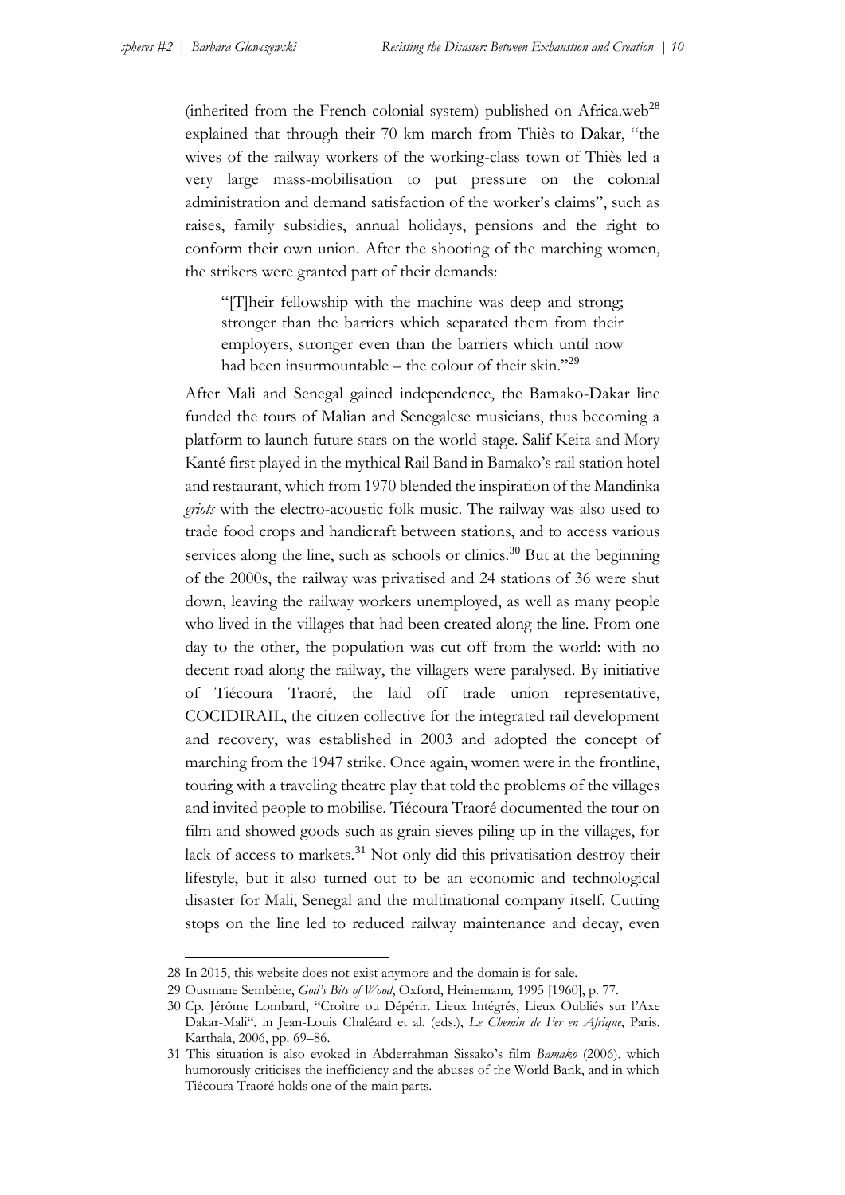(inherited from the French colonial system) published on Africa.web[28] explained that through their 70 km march from Thiès to Dakar, "the wives of the railway workers of the working-class town of Thiès led a very large mass-mobilisation to put pressure on the colonial administration and demand satisfaction of the worker's claims", such as raises, family subsidies, annual holidays, pensions and the right to conform their own union. After the shooting of the marching women, the strikers were granted part of their demands:

> "[T]heir fellowship with the machine was deep and strong; stronger than the barriers which separated them from their employers, stronger even than the barriers which until now had been insurmountable – the colour of their skin."[29]

After Mali and Senegal gained independence, the Bamako-Dakar line funded the tours of Malian and Senegalese musicians, thus becoming a platform to launch future stars on the world stage. Salif Keita and Mory Kanté first played in the mythical Rail Band in Bamako's rail station hotel and restaurant, which from 1970 blended the inspiration of the Mandinka *griots* with the electro-acoustic folk music. The railway was also used to trade food crops and handicraft between stations, and to access various services along the line, such as schools or clinics.[30] But at the beginning of the 2000s, the railway was privatised and 24 stations of 36 were shut down, leaving the railway workers unemployed, as well as many people who lived in the villages that had been created along the line. From one day to the other, the population was cut off from the world: with no decent road along the railway, the villagers were paralysed. By initiative of Tiécoura Traoré, the laid off trade union representative, COCIDIRAIL, the citizen collective for the integrated rail development and recovery, was established in 2003 and adopted the concept of marching from the 1947 strike. Once again, women were in the frontline, touring with a traveling theatre play that told the problems of the villages and invited people to mobilise. Tiécoura Traoré documented the tour on film and showed goods such as grain sieves piling up in the villages, for lack of access to markets.[31] Not only did this privatisation destroy their lifestyle, but it also turned out to be an economic and technological disaster for Mali, Senegal and the multinational company itself. Cutting stops on the line led to reduced railway maintenance and decay, even

---

28 In 2015, this website does not exist anymore and the domain is for sale.

29 Ousmane Sembène, *God's Bits of Wood*, Oxford, Heinemann, 1995 [1960], p. 77.

30 Cp. Jérôme Lombard, "Croître ou Dépérir. Lieux Intégrés, Lieux Oubliés sur l'Axe Dakar-Mali", in Jean-Louis Chaléard et al. (eds.), *Le Chemin de Fer en Afrique*, Paris, Karthala, 2006, pp. 69–86.

31 This situation is also evoked in Abderrahman Sissako's film *Bamako* (2006), which humorously criticises the inefficiency and the abuses of the World Bank, and in which Tiécoura Traoré holds one of the main parts.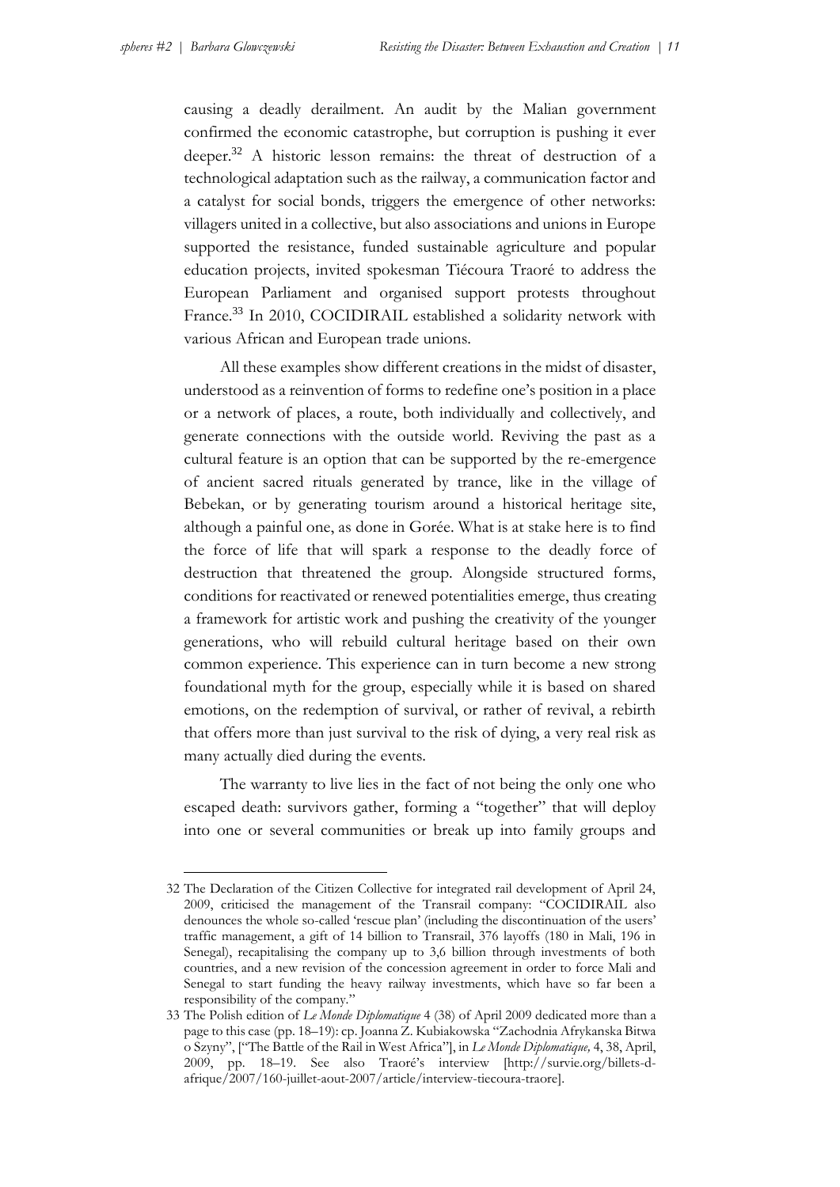causing a deadly derailment. An audit by the Malian government confirmed the economic catastrophe, but corruption is pushing it ever deeper.[32] A historic lesson remains: the threat of destruction of a technological adaptation such as the railway, a communication factor and a catalyst for social bonds, triggers the emergence of other networks: villagers united in a collective, but also associations and unions in Europe supported the resistance, funded sustainable agriculture and popular education projects, invited spokesman Tiécoura Traoré to address the European Parliament and organised support protests throughout France.[33] In 2010, COCIDIRAIL established a solidarity network with various African and European trade unions.

All these examples show different creations in the midst of disaster, understood as a reinvention of forms to redefine one's position in a place or a network of places, a route, both individually and collectively, and generate connections with the outside world. Reviving the past as a cultural feature is an option that can be supported by the re-emergence of ancient sacred rituals generated by trance, like in the village of Bebekan, or by generating tourism around a historical heritage site, although a painful one, as done in Gorée. What is at stake here is to find the force of life that will spark a response to the deadly force of destruction that threatened the group. Alongside structured forms, conditions for reactivated or renewed potentialities emerge, thus creating a framework for artistic work and pushing the creativity of the younger generations, who will rebuild cultural heritage based on their own common experience. This experience can in turn become a new strong foundational myth for the group, especially while it is based on shared emotions, on the redemption of survival, or rather of revival, a rebirth that offers more than just survival to the risk of dying, a very real risk as many actually died during the events.

The warranty to live lies in the fact of not being the only one who escaped death: survivors gather, forming a "together" that will deploy into one or several communities or break up into family groups and

---

32 The Declaration of the Citizen Collective for integrated rail development of April 24, 2009, criticised the management of the Transrail company: "COCIDIRAIL also denounces the whole so-called 'rescue plan' (including the discontinuation of the users' traffic management, a gift of 14 billion to Transrail, 376 layoffs (180 in Mali, 196 in Senegal), recapitalising the company up to 3,6 billion through investments of both countries, and a new revision of the concession agreement in order to force Mali and Senegal to start funding the heavy railway investments, which have so far been a responsibility of the company."

33 The Polish edition of *Le Monde Diplomatique* 4 (38) of April 2009 dedicated more than a page to this case (pp. 18–19): cp. Joanna Z. Kubiakowska "Zachodnia Afrykanska Bitwa o Szyny", ["The Battle of the Rail in West Africa"], in *Le Monde Diplomatique,* 4, 38, April, 2009, pp. 18–19. See also Traoré's interview [http://survie.org/billets-d-afrique/2007/160-juillet-aout-2007/article/interview-tiecoura-traore].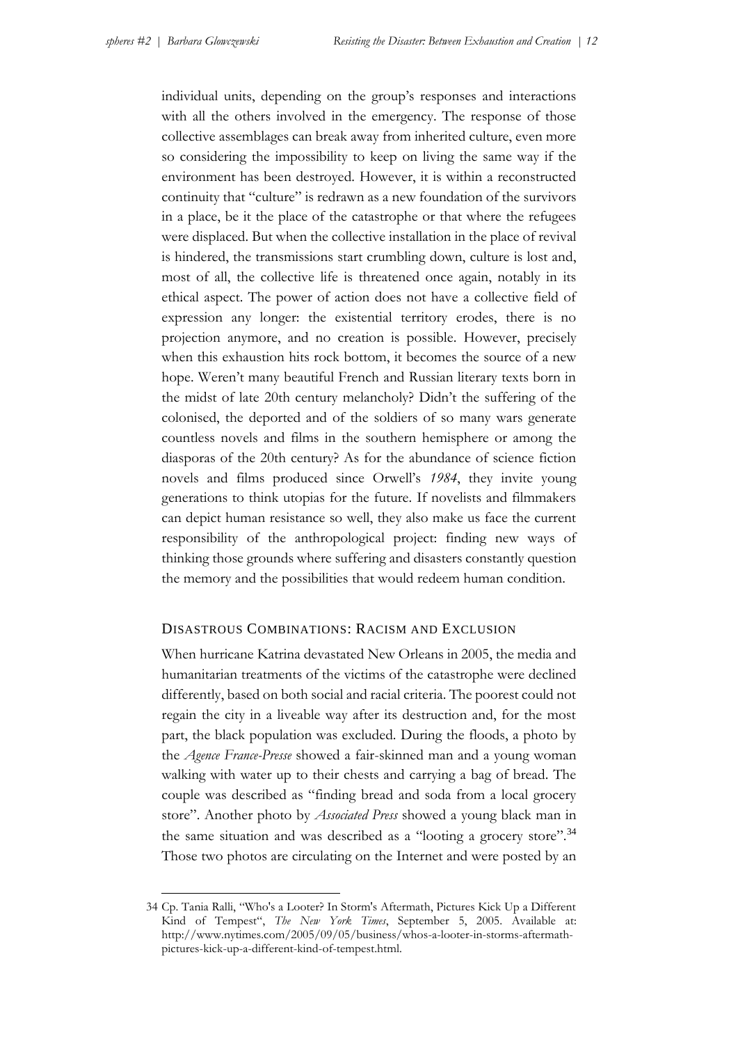individual units, depending on the group's responses and interactions with all the others involved in the emergency. The response of those collective assemblages can break away from inherited culture, even more so considering the impossibility to keep on living the same way if the environment has been destroyed. However, it is within a reconstructed continuity that "culture" is redrawn as a new foundation of the survivors in a place, be it the place of the catastrophe or that where the refugees were displaced. But when the collective installation in the place of revival is hindered, the transmissions start crumbling down, culture is lost and, most of all, the collective life is threatened once again, notably in its ethical aspect. The power of action does not have a collective field of expression any longer: the existential territory erodes, there is no projection anymore, and no creation is possible. However, precisely when this exhaustion hits rock bottom, it becomes the source of a new hope. Weren't many beautiful French and Russian literary texts born in the midst of late 20th century melancholy? Didn't the suffering of the colonised, the deported and of the soldiers of so many wars generate countless novels and films in the southern hemisphere or among the diasporas of the 20th century? As for the abundance of science fiction novels and films produced since Orwell's *1984*, they invite young generations to think utopias for the future. If novelists and filmmakers can depict human resistance so well, they also make us face the current responsibility of the anthropological project: finding new ways of thinking those grounds where suffering and disasters constantly question the memory and the possibilities that would redeem human condition.

## Disastrous Combinations: Racism and Exclusion

When hurricane Katrina devastated New Orleans in 2005, the media and humanitarian treatments of the victims of the catastrophe were declined differently, based on both social and racial criteria. The poorest could not regain the city in a liveable way after its destruction and, for the most part, the black population was excluded. During the floods, a photo by the *Agence France-Presse* showed a fair-skinned man and a young woman walking with water up to their chests and carrying a bag of bread. The couple was described as "finding bread and soda from a local grocery store". Another photo by *Associated Press* showed a young black man in the same situation and was described as a "looting a grocery store".[34] Those two photos are circulating on the Internet and were posted by an

---

34 Cp. Tania Ralli, "Who's a Looter? In Storm's Aftermath, Pictures Kick Up a Different Kind of Tempest", *The New York Times*, September 5, 2005. Available at: http://www.nytimes.com/2005/09/05/business/whos-a-looter-in-storms-aftermath-pictures-kick-up-a-different-kind-of-tempest.html.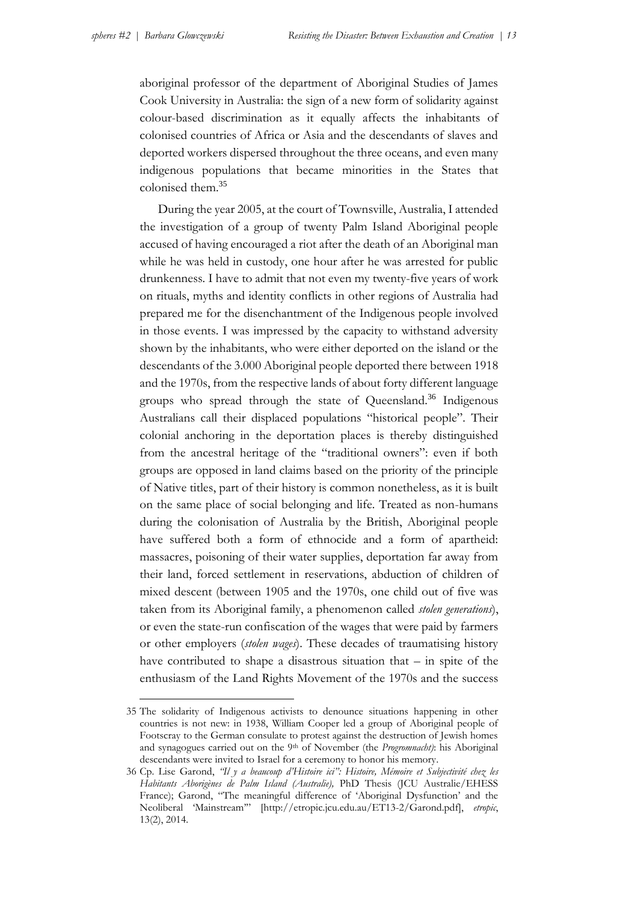aboriginal professor of the department of Aboriginal Studies of James Cook University in Australia: the sign of a new form of solidarity against colour-based discrimination as it equally affects the inhabitants of colonised countries of Africa or Asia and the descendants of slaves and deported workers dispersed throughout the three oceans, and even many indigenous populations that became minorities in the States that colonised them.[35]

During the year 2005, at the court of Townsville, Australia, I attended the investigation of a group of twenty Palm Island Aboriginal people accused of having encouraged a riot after the death of an Aboriginal man while he was held in custody, one hour after he was arrested for public drunkenness. I have to admit that not even my twenty-five years of work on rituals, myths and identity conflicts in other regions of Australia had prepared me for the disenchantment of the Indigenous people involved in those events. I was impressed by the capacity to withstand adversity shown by the inhabitants, who were either deported on the island or the descendants of the 3.000 Aboriginal people deported there between 1918 and the 1970s, from the respective lands of about forty different language groups who spread through the state of Queensland.[36] Indigenous Australians call their displaced populations "historical people". Their colonial anchoring in the deportation places is thereby distinguished from the ancestral heritage of the "traditional owners": even if both groups are opposed in land claims based on the priority of the principle of Native titles, part of their history is common nonetheless, as it is built on the same place of social belonging and life. Treated as non-humans during the colonisation of Australia by the British, Aboriginal people have suffered both a form of ethnocide and a form of apartheid: massacres, poisoning of their water supplies, deportation far away from their land, forced settlement in reservations, abduction of children of mixed descent (between 1905 and the 1970s, one child out of five was taken from its Aboriginal family, a phenomenon called *stolen generations*), or even the state-run confiscation of the wages that were paid by farmers or other employers (*stolen wages*). These decades of traumatising history have contributed to shape a disastrous situation that – in spite of the enthusiasm of the Land Rights Movement of the 1970s and the success

---

35 The solidarity of Indigenous activists to denounce situations happening in other countries is not new: in 1938, William Cooper led a group of Aboriginal people of Footscray to the German consulate to protest against the destruction of Jewish homes and synagogues carried out on the 9th of November (the *Progromnacht)*: his Aboriginal descendants were invited to Israel for a ceremony to honor his memory.

36 Cp. Lise Garond, *"Il y a beaucoup d'Histoire ici": Histoire, Mémoire et Subjectivité chez les Habitants Aborigènes de Palm Island (Australie),* PhD Thesis (JCU Australie/EHESS France); Garond, "The meaningful difference of 'Aboriginal Dysfunction' and the Neoliberal 'Mainstream'" [http://etropic.jcu.edu.au/ET13-2/Garond.pdf], *etropic*, 13(2), 2014.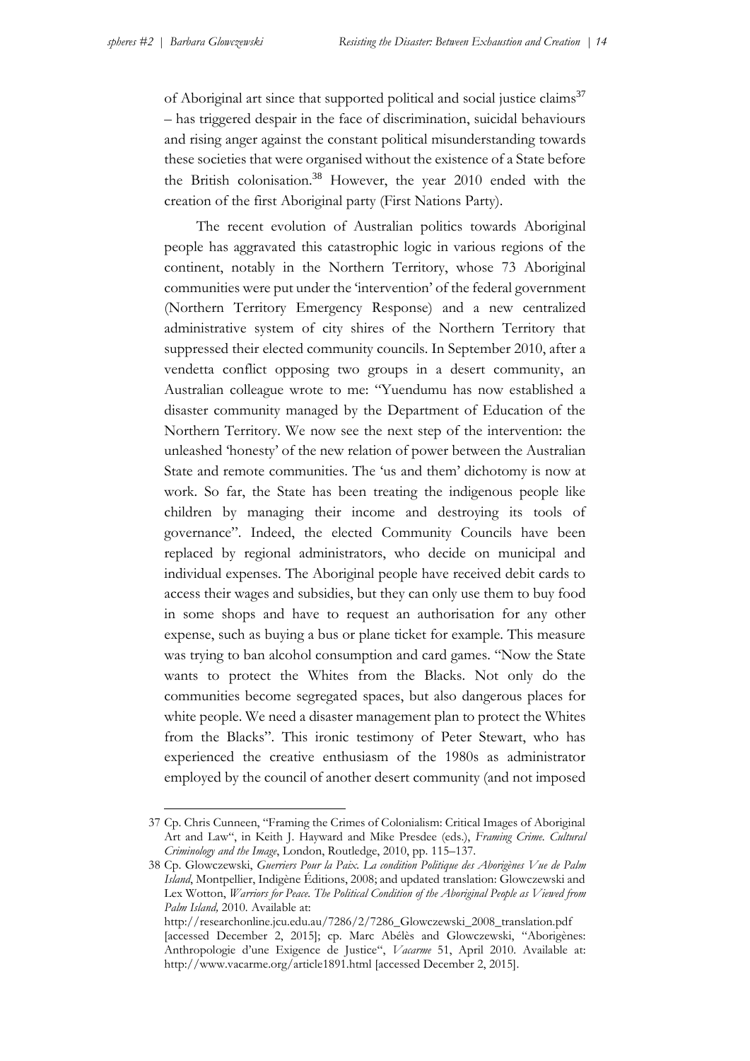of Aboriginal art since that supported political and social justice claims[37] – has triggered despair in the face of discrimination, suicidal behaviours and rising anger against the constant political misunderstanding towards these societies that were organised without the existence of a State before the British colonisation.[38] However, the year 2010 ended with the creation of the first Aboriginal party (First Nations Party).

The recent evolution of Australian politics towards Aboriginal people has aggravated this catastrophic logic in various regions of the continent, notably in the Northern Territory, whose 73 Aboriginal communities were put under the 'intervention' of the federal government (Northern Territory Emergency Response) and a new centralized administrative system of city shires of the Northern Territory that suppressed their elected community councils. In September 2010, after a vendetta conflict opposing two groups in a desert community, an Australian colleague wrote to me: "Yuendumu has now established a disaster community managed by the Department of Education of the Northern Territory. We now see the next step of the intervention: the unleashed 'honesty' of the new relation of power between the Australian State and remote communities. The 'us and them' dichotomy is now at work. So far, the State has been treating the indigenous people like children by managing their income and destroying its tools of governance". Indeed, the elected Community Councils have been replaced by regional administrators, who decide on municipal and individual expenses. The Aboriginal people have received debit cards to access their wages and subsidies, but they can only use them to buy food in some shops and have to request an authorisation for any other expense, such as buying a bus or plane ticket for example. This measure was trying to ban alcohol consumption and card games. "Now the State wants to protect the Whites from the Blacks. Not only do the communities become segregated spaces, but also dangerous places for white people. We need a disaster management plan to protect the Whites from the Blacks". This ironic testimony of Peter Stewart, who has experienced the creative enthusiasm of the 1980s as administrator employed by the council of another desert community (and not imposed

---

37 Cp. Chris Cunneen, "Framing the Crimes of Colonialism: Critical Images of Aboriginal Art and Law", in Keith J. Hayward and Mike Presdee (eds.), *Framing Crime. Cultural Criminology and the Image*, London, Routledge, 2010, pp. 115–137.

38 Cp. Glowczewski, *Guerriers Pour la Paix. La condition Politique des Aborigènes Vue de Palm Island*, Montpellier, Indigène Éditions, 2008; and updated translation: Glowczewski and Lex Wotton, *Warriors for Peace. The Political Condition of the Aboriginal People as Viewed from Palm Island,* 2010. Available at: http://researchonline.jcu.edu.au/7286/2/7286_Glowczewski_2008_translation.pdf [accessed December 2, 2015]; cp. Marc Abélès and Glowczewski, "Aborigènes: Anthropologie d'une Exigence de Justice", *Vacarme* 51, April 2010. Available at: http://www.vacarme.org/article1891.html [accessed December 2, 2015].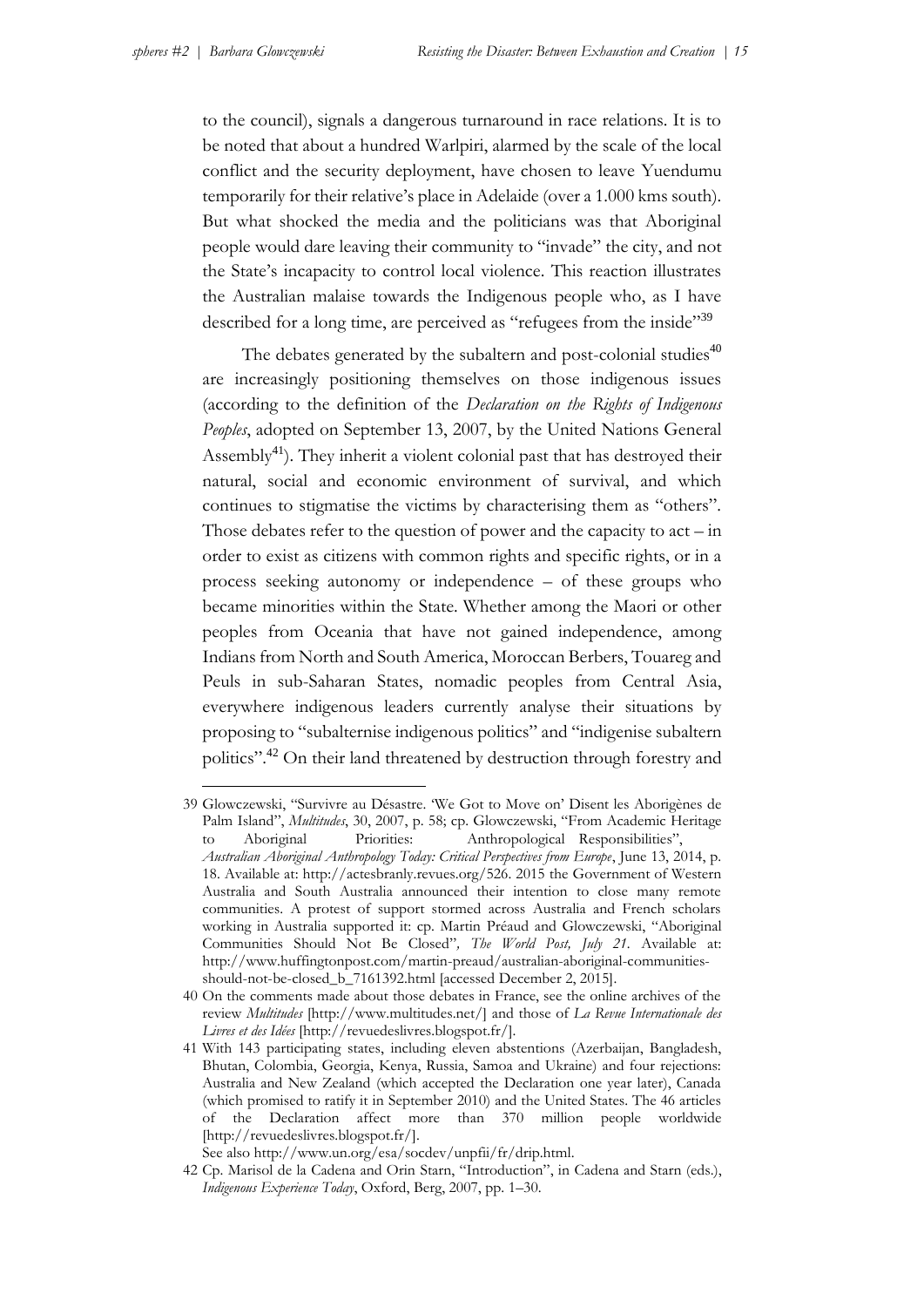to the council), signals a dangerous turnaround in race relations. It is to be noted that about a hundred Warlpiri, alarmed by the scale of the local conflict and the security deployment, have chosen to leave Yuendumu temporarily for their relative's place in Adelaide (over a 1.000 kms south). But what shocked the media and the politicians was that Aboriginal people would dare leaving their community to "invade" the city, and not the State's incapacity to control local violence. This reaction illustrates the Australian malaise towards the Indigenous people who, as I have described for a long time, are perceived as "refugees from the inside"[39]

The debates generated by the subaltern and post-colonial studies[40] are increasingly positioning themselves on those indigenous issues (according to the definition of the *Declaration on the Rights of Indigenous Peoples*, adopted on September 13, 2007, by the United Nations General Assembly[41]). They inherit a violent colonial past that has destroyed their natural, social and economic environment of survival, and which continues to stigmatise the victims by characterising them as "others". Those debates refer to the question of power and the capacity to act – in order to exist as citizens with common rights and specific rights, or in a process seeking autonomy or independence – of these groups who became minorities within the State. Whether among the Maori or other peoples from Oceania that have not gained independence, among Indians from North and South America, Moroccan Berbers, Touareg and Peuls in sub-Saharan States, nomadic peoples from Central Asia, everywhere indigenous leaders currently analyse their situations by proposing to "subalternise indigenous politics" and "indigenise subaltern politics".[42] On their land threatened by destruction through forestry and

---

39 Glowczewski, "Survivre au Désastre. 'We Got to Move on' Disent les Aborigènes de Palm Island", *Multitudes*, 30, 2007, p. 58; cp. Glowczewski, "From Academic Heritage to Aboriginal Priorities: Anthropological Responsibilities", *Australian Aboriginal Anthropology Today: Critical Perspectives from Europe*, June 13, 2014, p. 18. Available at: http://actesbranly.revues.org/526. 2015 the Government of Western Australia and South Australia announced their intention to close many remote communities. A protest of support stormed across Australia and French scholars working in Australia supported it: cp. Martin Préaud and Glowczewski, "Aboriginal Communities Should Not Be Closed", *The World Post, July 21*. Available at: http://www.huffingtonpost.com/martin-preaud/australian-aboriginal-communities-should-not-be-closed_b_7161392.html [accessed December 2, 2015].

40 On the comments made about those debates in France, see the online archives of the review *Multitudes* [http://www.multitudes.net/] and those of *La Revue Internationale des Livres et des Idées* [http://revuedeslivres.blogspot.fr/].

41 With 143 participating states, including eleven abstentions (Azerbaijan, Bangladesh, Bhutan, Colombia, Georgia, Kenya, Russia, Samoa and Ukraine) and four rejections: Australia and New Zealand (which accepted the Declaration one year later), Canada (which promised to ratify it in September 2010) and the United States. The 46 articles of the Declaration affect more than 370 million people worldwide [http://revuedeslivres.blogspot.fr/].
See also http://www.un.org/esa/socdev/unpfii/fr/drip.html.

42 Cp. Marisol de la Cadena and Orin Starn, "Introduction", in Cadena and Starn (eds.), *Indigenous Experience Today*, Oxford, Berg, 2007, pp. 1–30.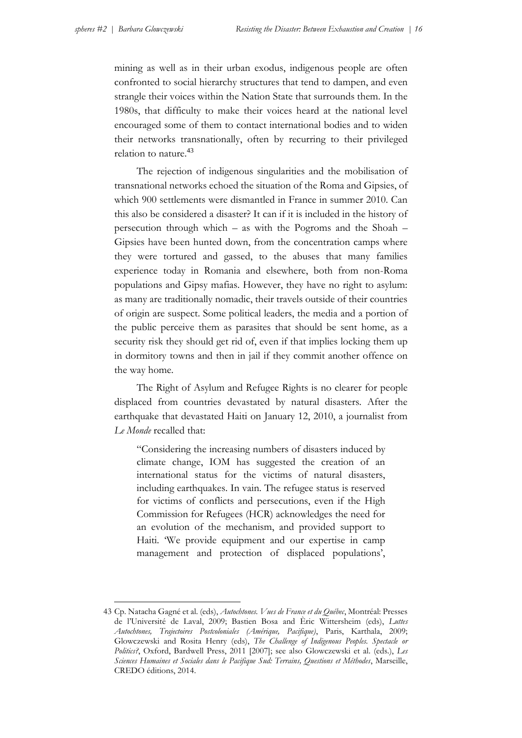mining as well as in their urban exodus, indigenous people are often confronted to social hierarchy structures that tend to dampen, and even strangle their voices within the Nation State that surrounds them. In the 1980s, that difficulty to make their voices heard at the national level encouraged some of them to contact international bodies and to widen their networks transnationally, often by recurring to their privileged relation to nature.[43]

The rejection of indigenous singularities and the mobilisation of transnational networks echoed the situation of the Roma and Gipsies, of which 900 settlements were dismantled in France in summer 2010. Can this also be considered a disaster? It can if it is included in the history of persecution through which – as with the Pogroms and the Shoah – Gipsies have been hunted down, from the concentration camps where they were tortured and gassed, to the abuses that many families experience today in Romania and elsewhere, both from non-Roma populations and Gipsy mafias. However, they have no right to asylum: as many are traditionally nomadic, their travels outside of their countries of origin are suspect. Some political leaders, the media and a portion of the public perceive them as parasites that should be sent home, as a security risk they should get rid of, even if that implies locking them up in dormitory towns and then in jail if they commit another offence on the way home.

The Right of Asylum and Refugee Rights is no clearer for people displaced from countries devastated by natural disasters. After the earthquake that devastated Haiti on January 12, 2010, a journalist from *Le Monde* recalled that:

> "Considering the increasing numbers of disasters induced by climate change, IOM has suggested the creation of an international status for the victims of natural disasters, including earthquakes. In vain. The refugee status is reserved for victims of conflicts and persecutions, even if the High Commission for Refugees (HCR) acknowledges the need for an evolution of the mechanism, and provided support to Haiti. 'We provide equipment and our expertise in camp management and protection of displaced populations',

43 Cp. Natacha Gagné et al. (eds), *Autochtones. Vues de France et du Québec*, Montréal: Presses de l'Université de Laval, 2009; Bastien Bosa and Èric Wittersheim (eds), *Luttes Autochtones, Trajectoires Postcoloniales (Amérique, Pacifique)*, Paris, Karthala, 2009; Glowczewski and Rosita Henry (eds), *The Challenge of Indigenous Peoples. Spectacle or Politics?*, Oxford, Bardwell Press, 2011 [2007]; see also Glowczewski et al. (eds.), *Les Sciences Humaines et Sociales dans le Pacifique Sud: Terrains, Questions et Méthodes*, Marseille, CREDO éditions, 2014.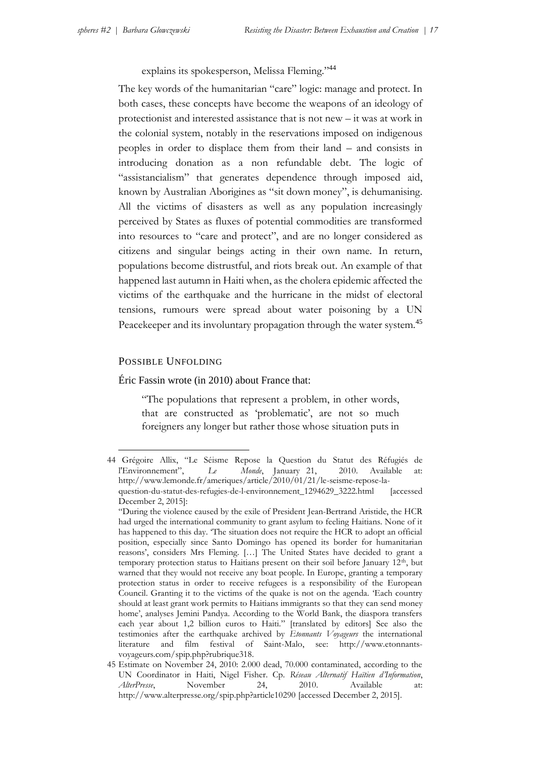explains its spokesperson, Melissa Fleming."[44]

The key words of the humanitarian "care" logic: manage and protect. In both cases, these concepts have become the weapons of an ideology of protectionist and interested assistance that is not new – it was at work in the colonial system, notably in the reservations imposed on indigenous peoples in order to displace them from their land – and consists in introducing donation as a non refundable debt. The logic of "assistancialism" that generates dependence through imposed aid, known by Australian Aborigines as "sit down money", is dehumanising. All the victims of disasters as well as any population increasingly perceived by States as fluxes of potential commodities are transformed into resources to "care and protect", and are no longer considered as citizens and singular beings acting in their own name. In return, populations become distrustful, and riots break out. An example of that happened last autumn in Haiti when, as the cholera epidemic affected the victims of the earthquake and the hurricane in the midst of electoral tensions, rumours were spread about water poisoning by a UN Peacekeeper and its involuntary propagation through the water system.[45]

## Possible Unfolding

Éric Fassin wrote (in 2010) about France that:

> "The populations that represent a problem, in other words, that are constructed as 'problematic', are not so much foreigners any longer but rather those whose situation puts in

---

44 Grégoire Allix, "Le Séisme Repose la Question du Statut des Réfugiés de l'Environnement", *Le Monde*, January 21, 2010. Available at: http://www.lemonde.fr/ameriques/article/2010/01/21/le-seisme-repose-la-question-du-statut-des-refugies-de-l-environnement_1294629_3222.html [accessed December 2, 2015]:
"During the violence caused by the exile of President Jean-Bertrand Aristide, the HCR had urged the international community to grant asylum to feeling Haitians. None of it has happened to this day. 'The situation does not require the HCR to adopt an official position, especially since Santo Domingo has opened its border for humanitarian reasons', considers Mrs Fleming. […] The United States have decided to grant a temporary protection status to Haitians present on their soil before January 12th, but warned that they would not receive any boat people. In Europe, granting a temporary protection status in order to receive refugees is a responsibility of the European Council. Granting it to the victims of the quake is not on the agenda. 'Each country should at least grant work permits to Haitians immigrants so that they can send money home', analyses Jemini Pandya. According to the World Bank, the diaspora transfers each year about 1,2 billion euros to Haiti." [translated by editors] See also the testimonies after the earthquake archived by *Etonnants Voyageurs* the international literature and film festival of Saint-Malo, see: http://www.etonnants-voyageurs.com/spip.php?rubrique318.

45 Estimate on November 24, 2010: 2.000 dead, 70.000 contaminated, according to the UN Coordinator in Haiti, Nigel Fisher. Cp. *Réseau Alternatif Haïtien d'Information*, *AlterPresse*, November 24, 2010. Available at: http://www.alterpresse.org/spip.php?article10290 [accessed December 2, 2015].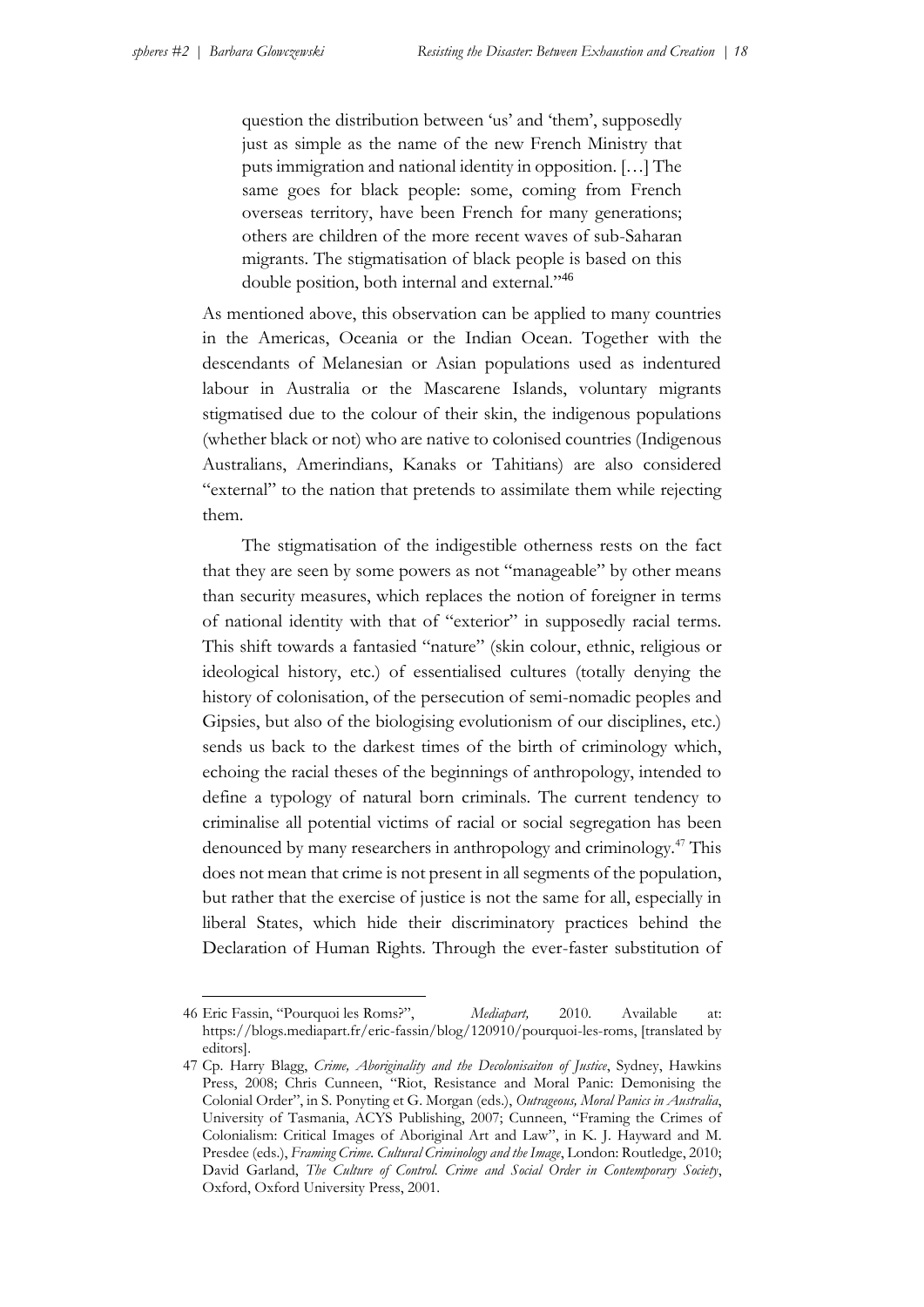> question the distribution between 'us' and 'them', supposedly just as simple as the name of the new French Ministry that puts immigration and national identity in opposition. […] The same goes for black people: some, coming from French overseas territory, have been French for many generations; others are children of the more recent waves of sub-Saharan migrants. The stigmatisation of black people is based on this double position, both internal and external."[46]

As mentioned above, this observation can be applied to many countries in the Americas, Oceania or the Indian Ocean. Together with the descendants of Melanesian or Asian populations used as indentured labour in Australia or the Mascarene Islands, voluntary migrants stigmatised due to the colour of their skin, the indigenous populations (whether black or not) who are native to colonised countries (Indigenous Australians, Amerindians, Kanaks or Tahitians) are also considered "external" to the nation that pretends to assimilate them while rejecting them.

The stigmatisation of the indigestible otherness rests on the fact that they are seen by some powers as not "manageable" by other means than security measures, which replaces the notion of foreigner in terms of national identity with that of "exterior" in supposedly racial terms. This shift towards a fantasied "nature" (skin colour, ethnic, religious or ideological history, etc.) of essentialised cultures (totally denying the history of colonisation, of the persecution of semi-nomadic peoples and Gipsies, but also of the biologising evolutionism of our disciplines, etc.) sends us back to the darkest times of the birth of criminology which, echoing the racial theses of the beginnings of anthropology, intended to define a typology of natural born criminals. The current tendency to criminalise all potential victims of racial or social segregation has been denounced by many researchers in anthropology and criminology.[47] This does not mean that crime is not present in all segments of the population, but rather that the exercise of justice is not the same for all, especially in liberal States, which hide their discriminatory practices behind the Declaration of Human Rights. Through the ever-faster substitution of

---

46 Eric Fassin, "Pourquoi les Roms?", *Mediapart,* 2010. Available at: https://blogs.mediapart.fr/eric-fassin/blog/120910/pourquoi-les-roms, [translated by editors].

47 Cp. Harry Blagg, *Crime, Aboriginality and the Decolonisaiton of Justice*, Sydney, Hawkins Press, 2008; Chris Cunneen, "Riot, Resistance and Moral Panic: Demonising the Colonial Order", in S. Ponyting et G. Morgan (eds.), *Outrageous, Moral Panics in Australia*, University of Tasmania, ACYS Publishing, 2007; Cunneen, "Framing the Crimes of Colonialism: Critical Images of Aboriginal Art and Law", in K. J. Hayward and M. Presdee (eds.), *Framing Crime. Cultural Criminology and the Image*, London: Routledge, 2010; David Garland, *The Culture of Control. Crime and Social Order in Contemporary Society*, Oxford, Oxford University Press, 2001.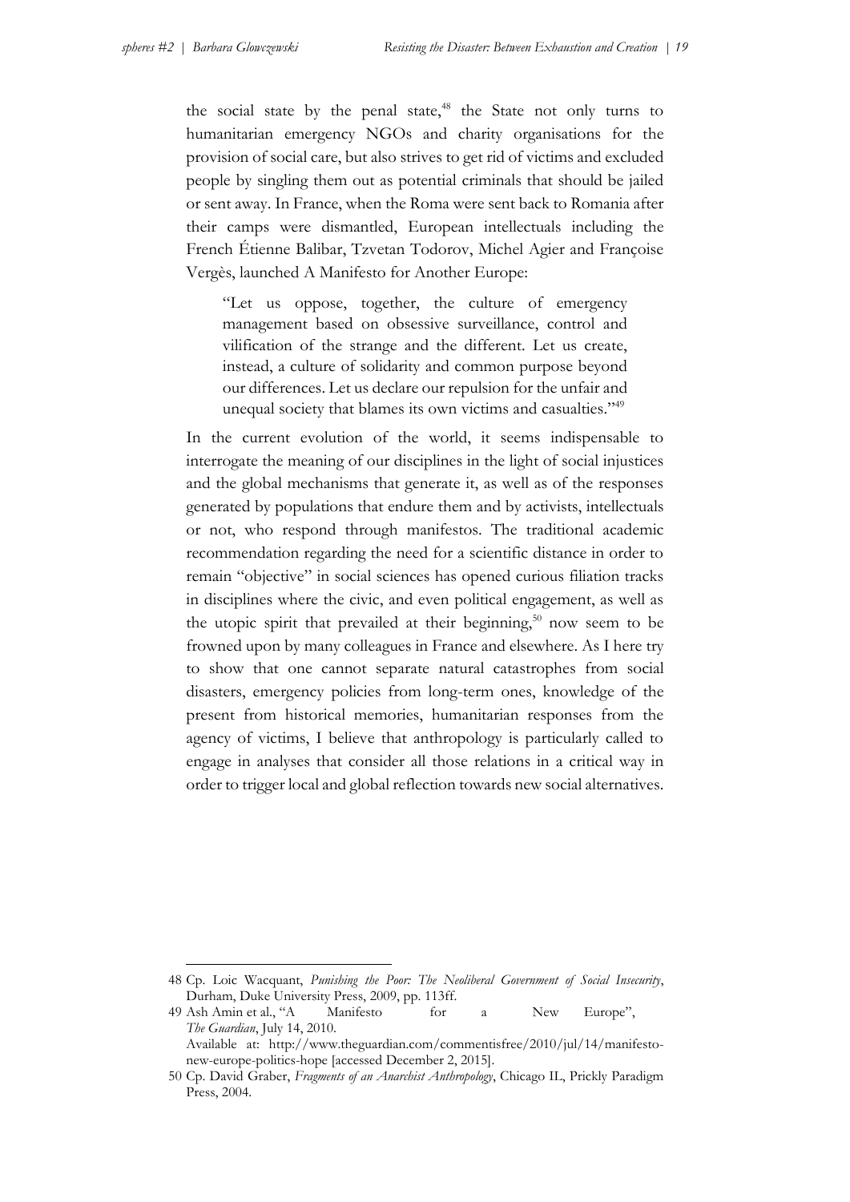the social state by the penal state,[48] the State not only turns to humanitarian emergency NGOs and charity organisations for the provision of social care, but also strives to get rid of victims and excluded people by singling them out as potential criminals that should be jailed or sent away. In France, when the Roma were sent back to Romania after their camps were dismantled, European intellectuals including the French Étienne Balibar, Tzvetan Todorov, Michel Agier and Françoise Vergès, launched A Manifesto for Another Europe:

> "Let us oppose, together, the culture of emergency management based on obsessive surveillance, control and vilification of the strange and the different. Let us create, instead, a culture of solidarity and common purpose beyond our differences. Let us declare our repulsion for the unfair and unequal society that blames its own victims and casualties."[49]

In the current evolution of the world, it seems indispensable to interrogate the meaning of our disciplines in the light of social injustices and the global mechanisms that generate it, as well as of the responses generated by populations that endure them and by activists, intellectuals or not, who respond through manifestos. The traditional academic recommendation regarding the need for a scientific distance in order to remain "objective" in social sciences has opened curious filiation tracks in disciplines where the civic, and even political engagement, as well as the utopic spirit that prevailed at their beginning,[50] now seem to be frowned upon by many colleagues in France and elsewhere. As I here try to show that one cannot separate natural catastrophes from social disasters, emergency policies from long-term ones, knowledge of the present from historical memories, humanitarian responses from the agency of victims, I believe that anthropology is particularly called to engage in analyses that consider all those relations in a critical way in order to trigger local and global reflection towards new social alternatives.

---

48 Cp. Loic Wacquant, *Punishing the Poor: The Neoliberal Government of Social Insecurity*, Durham, Duke University Press, 2009, pp. 113ff.

49 Ash Amin et al., "A Manifesto for a New Europe", *The Guardian*, July 14, 2010. Available at: http://www.theguardian.com/commentisfree/2010/jul/14/manifesto-new-europe-politics-hope [accessed December 2, 2015].

50 Cp. David Graber, *Fragments of an Anarchist Anthropology*, Chicago IL, Prickly Paradigm Press, 2004.